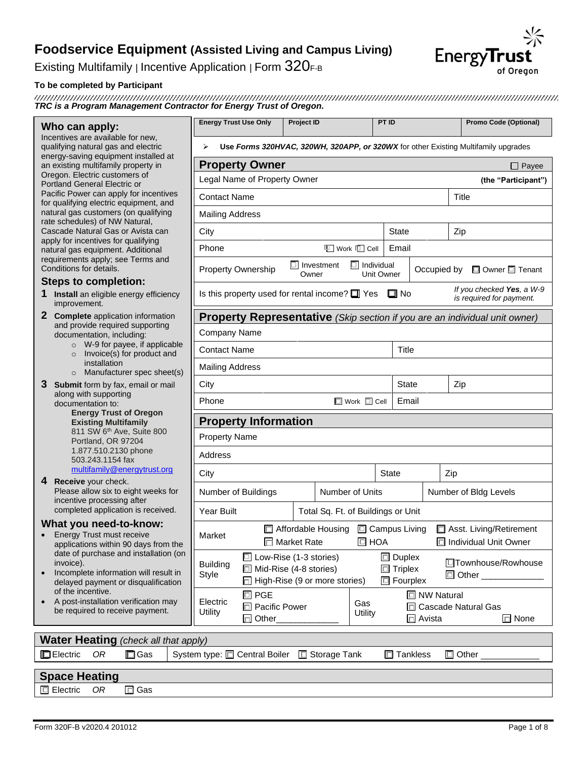# Foodservice Equipment (Assisted Living and Campus Living)

Existing Multifamily | Incentive Application | Form 320F-B

**To be completed by Participant**

*TRC is a Program Management Contractor for Energy Trust of Oregon.*

## Who can apply:

Incentives are available for new, qualifying natural gas and electric energy-saving equipment installed at an existing multifamily property in Oregon. Electric customers of Portland General Electric or Pacific Power can apply for incentives for qualifying electric equipment, and natural gas customers (on qualifying rate schedules) of NW Natural, Cascade Natural Gas or Avista can apply for incentives for qualifying natural gas equipment. Additional requirements apply; see Terms and Conditions for details.

## Steps to completion:

1. **Install** an eligible energy efficiency improvement.
2. **Complete** application information and provide required supporting documentation, including:
   - W-9 for payee, if applicable
   - Invoice(s) for product and installation
   - Manufacturer spec sheet(s)
3. **Submit** form by fax, email or mail along with supporting documentation to:
   **Energy Trust of Oregon**
   **Existing Multifamily**
   811 SW 6th Ave, Suite 800
   Portland, OR 97204
   1.877.510.2130 phone
   503.243.1154 fax
   multifamily@energytrust.org
4. **Receive** your check. Please allow six to eight weeks for incentive processing after completed application is received.

## What you need-to-know:

- Energy Trust must receive applications within 90 days from the date of purchase and installation (on invoice).
- Incomplete information will result in delayed payment or disqualification of the incentive.
- A post-installation verification may be required to receive payment.

| Energy Trust Use Only | Project ID | PT ID | Promo Code (Optional) |
|---|---|---|---|
| | | | |

➢ **Use *Forms 320HVAC, 320WH, 320APP, or 320WX*** for other Existing Multifamily upgrades

## Property Owner

☐ Payee

| | | |
|---|---|---|
| Legal Name of Property Owner | | **(the "Participant")** |
| Contact Name | | Title |
| Mailing Address | | |
| City | State | Zip |
| Phone ☐ Work ☐ Cell | Email | |
| Property Ownership ☐ Investment Owner ☐ Individual Unit Owner | Occupied by ☐ Owner ☐ Tenant | |
| Is this property used for rental income? ☐ Yes ☐ No | | *If you checked **Yes**, a W-9 is required for payment.* |

## Property Representative *(Skip section if you are an individual unit owner)*

| | | |
|---|---|---|
| Company Name | | |
| Contact Name | Title | |
| Mailing Address | | |
| City | State | Zip |
| Phone ☐ Work ☐ Cell | Email | |

## Property Information

| | | |
|---|---|---|
| Property Name | | |
| Address | | |
| City | State | Zip |
| Number of Buildings | Number of Units | Number of Bldg Levels |
| Year Built | Total Sq. Ft. of Buildings or Unit | |

| | |
|---|---|
| Market | ☐ Affordable Housing ☐ Campus Living ☐ Asst. Living/Retirement ☐ Market Rate ☐ HOA ☐ Individual Unit Owner |
| Building Style | ☐ Low-Rise (1-3 stories) ☐ Mid-Rise (4-8 stories) ☐ High-Rise (9 or more stories) ☐ Duplex ☐ Triplex ☐ Fourplex ☐ Townhouse/Rowhouse ☐ Other ____________ |
| Electric Utility | ☐ PGE ☐ Pacific Power ☐ Other____________ |
| Gas Utility | ☐ NW Natural ☐ Cascade Natural Gas ☐ Avista ☐ None |

## Water Heating *(check all that apply)*

☐ Electric *OR* ☐ Gas | System type: ☐ Central Boiler ☐ Storage Tank ☐ Tankless ☐ Other ____________

## Space Heating

☐ Electric *OR* ☐ Gas

Form 320F-B v2020.4 201012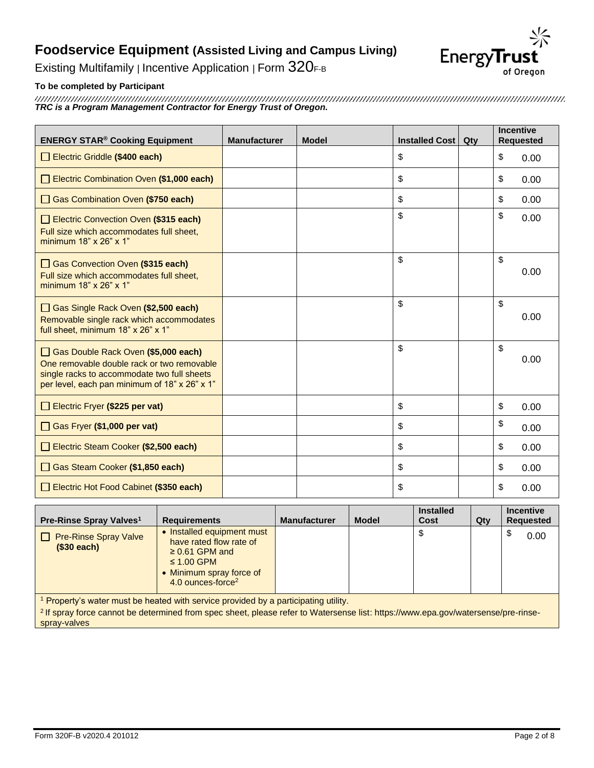# Foodservice Equipment (Assisted Living and Campus Living)

Existing Multifamily | Incentive Application | Form 320F-B

**To be completed by Participant**

*TRC is a Program Management Contractor for Energy Trust of Oregon.*

| ENERGY STAR® Cooking Equipment | Manufacturer | Model | Installed Cost | Qty | Incentive Requested |
|---|---|---|---|---|---|
| ☐ Electric Griddle **($400 each)** | | | $ | | $ 0.00 |
| ☐ Electric Combination Oven **($1,000 each)** | | | $ | | $ 0.00 |
| ☐ Gas Combination Oven **($750 each)** | | | $ | | $ 0.00 |
| ☐ Electric Convection Oven **($315 each)** Full size which accommodates full sheet, minimum 18" x 26" x 1" | | | $ | | $ 0.00 |
| ☐ Gas Convection Oven **($315 each)** Full size which accommodates full sheet, minimum 18" x 26" x 1" | | | $ | | $ 0.00 |
| ☐ Gas Single Rack Oven **($2,500 each)** Removable single rack which accommodates full sheet, minimum 18" x 26" x 1" | | | $ | | $ 0.00 |
| ☐ Gas Double Rack Oven **($5,000 each)** One removable double rack or two removable single racks to accommodate two full sheets per level, each pan minimum of 18" x 26" x 1" | | | $ | | $ 0.00 |
| ☐ Electric Fryer **($225 per vat)** | | | $ | | $ 0.00 |
| ☐ Gas Fryer **($1,000 per vat)** | | | $ | | $ 0.00 |
| ☐ Electric Steam Cooker **($2,500 each)** | | | $ | | $ 0.00 |
| ☐ Gas Steam Cooker **($1,850 each)** | | | $ | | $ 0.00 |
| ☐ Electric Hot Food Cabinet **($350 each)** | | | $ | | $ 0.00 |

| Pre-Rinse Spray Valves[1] | Requirements | Manufacturer | Model | Installed Cost | Qty | Incentive Requested |
|---|---|---|---|---|---|---|
| ☐ Pre-Rinse Spray Valve **($30 each)** | • Installed equipment must have rated flow rate of ≥ 0.61 GPM and ≤ 1.00 GPM<br>• Minimum spray force of 4.0 ounces-force[2] | | | $ | | $ 0.00 |

[1] Property's water must be heated with service provided by a participating utility.

[2] If spray force cannot be determined from spec sheet, please refer to Watersense list: https://www.epa.gov/watersense/pre-rinse-spray-valves

Form 320F-B v2020.4 201012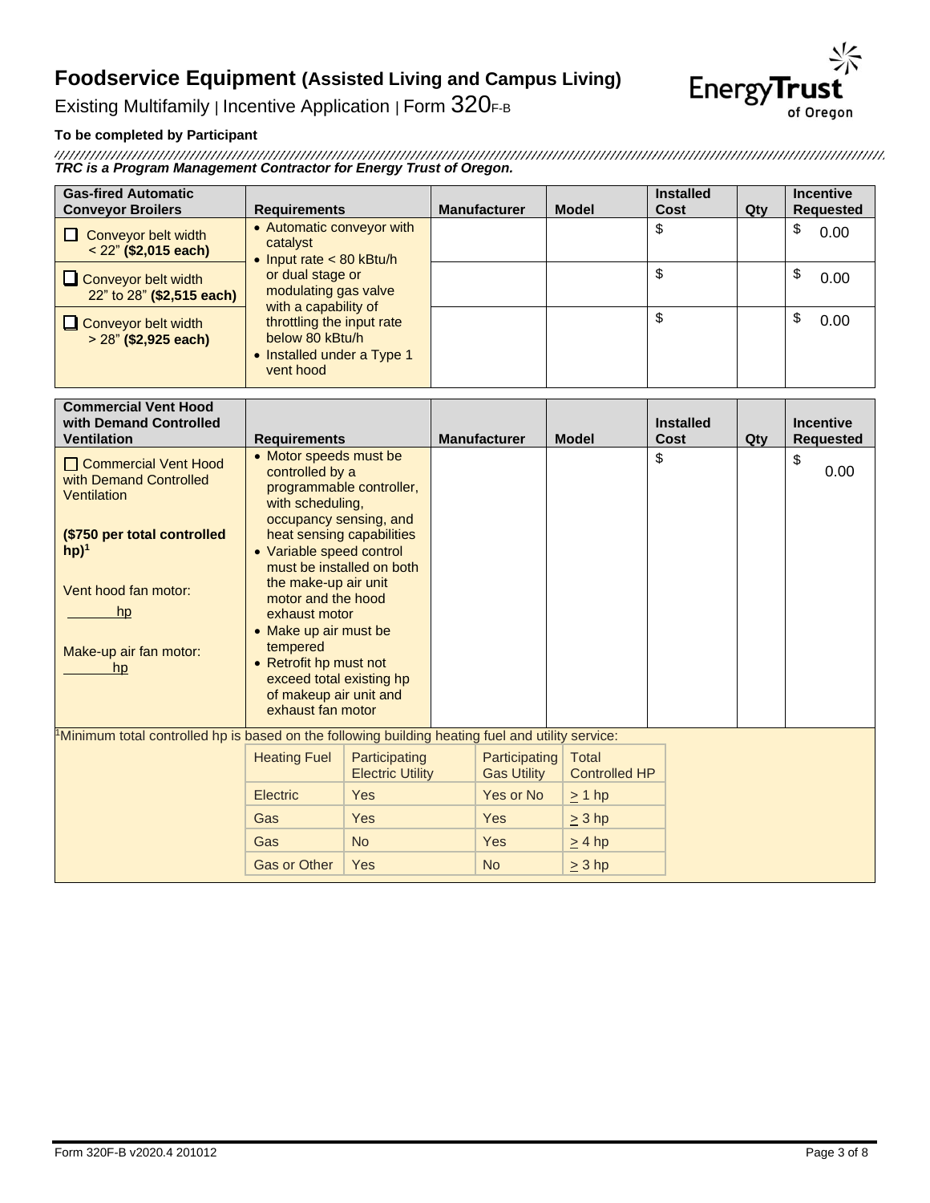# Foodservice Equipment (Assisted Living and Campus Living)

Existing Multifamily | Incentive Application | Form 320F-B

**To be completed by Participant**

***TRC is a Program Management Contractor for Energy Trust of Oregon.***

| Gas-fired Automatic Conveyor Broilers | Requirements | Manufacturer | Model | Installed Cost | Qty | Incentive Requested |
|---|---|---|---|---|---|---|
| ☐ Conveyor belt width < 22" **($2,015 each)** | • Automatic conveyor with catalyst<br>• Input rate < 80 kBtu/h or dual stage or modulating gas valve with a capability of throttling the input rate below 80 kBtu/h<br>• Installed under a Type 1 vent hood | | | $ | | $ 0.00 |
| ☐ Conveyor belt width 22" to 28" **($2,515 each)** | | | | $ | | $ 0.00 |
| ☐ Conveyor belt width > 28" **($2,925 each)** | | | | $ | | $ 0.00 |

| Commercial Vent Hood with Demand Controlled Ventilation | Requirements | Manufacturer | Model | Installed Cost | Qty | Incentive Requested |
|---|---|---|---|---|---|---|
| ☐ Commercial Vent Hood with Demand Controlled Ventilation<br><br>**($750 per total controlled hp)[1]**<br><br>Vent hood fan motor: ______ hp<br><br>Make-up air fan motor: ______ hp | • Motor speeds must be controlled by a programmable controller, with scheduling, occupancy sensing, and heat sensing capabilities<br>• Variable speed control must be installed on both the make-up air unit motor and the hood exhaust motor<br>• Make up air must be tempered<br>• Retrofit hp must not exceed total existing hp of makeup air unit and exhaust fan motor | | | $ | | $ 0.00 |

[1]Minimum total controlled hp is based on the following building heating fuel and utility service:

| Heating Fuel | Participating Electric Utility | Participating Gas Utility | Total Controlled HP |
|---|---|---|---|
| Electric | Yes | Yes or No | ≥ 1 hp |
| Gas | Yes | Yes | ≥ 3 hp |
| Gas | No | Yes | ≥ 4 hp |
| Gas or Other | Yes | No | ≥ 3 hp |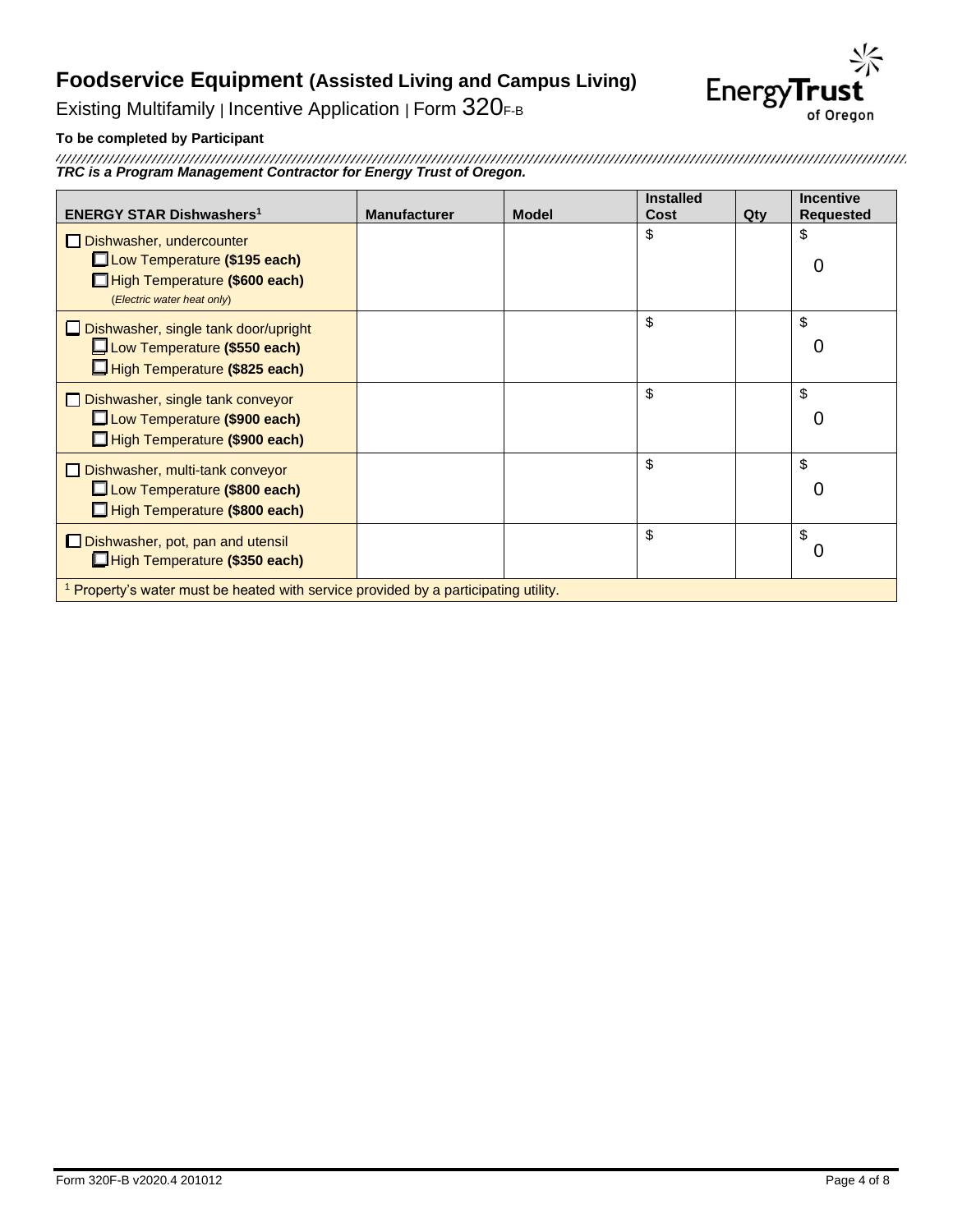# Foodservice Equipment (Assisted Living and Campus Living)

Existing Multifamily | Incentive Application | Form 320F-B

**To be completed by Participant**

***TRC is a Program Management Contractor for Energy Trust of Oregon.***

| ENERGY STAR Dishwashers[1] | Manufacturer | Model | Installed Cost | Qty | Incentive Requested |
|---|---|---|---|---|---|
| ☐ Dishwasher, undercounter<br>☐ Low Temperature **($195 each)**<br>☐ High Temperature **($600 each)**<br>(*Electric water heat only*) | | | $ | | $ 0 |
| ☐ Dishwasher, single tank door/upright<br>☐ Low Temperature **($550 each)**<br>☐ High Temperature **($825 each)** | | | $ | | $ 0 |
| ☐ Dishwasher, single tank conveyor<br>☐ Low Temperature **($900 each)**<br>☐ High Temperature **($900 each)** | | | $ | | $ 0 |
| ☐ Dishwasher, multi-tank conveyor<br>☐ Low Temperature **($800 each)**<br>☐ High Temperature **($800 each)** | | | $ | | $ 0 |
| ☐ Dishwasher, pot, pan and utensil<br>☐ High Temperature **($350 each)** | | | $ | | $ 0 |
| [1] Property's water must be heated with service provided by a participating utility. | | | | | |

Form 320F-B v2020.4 201012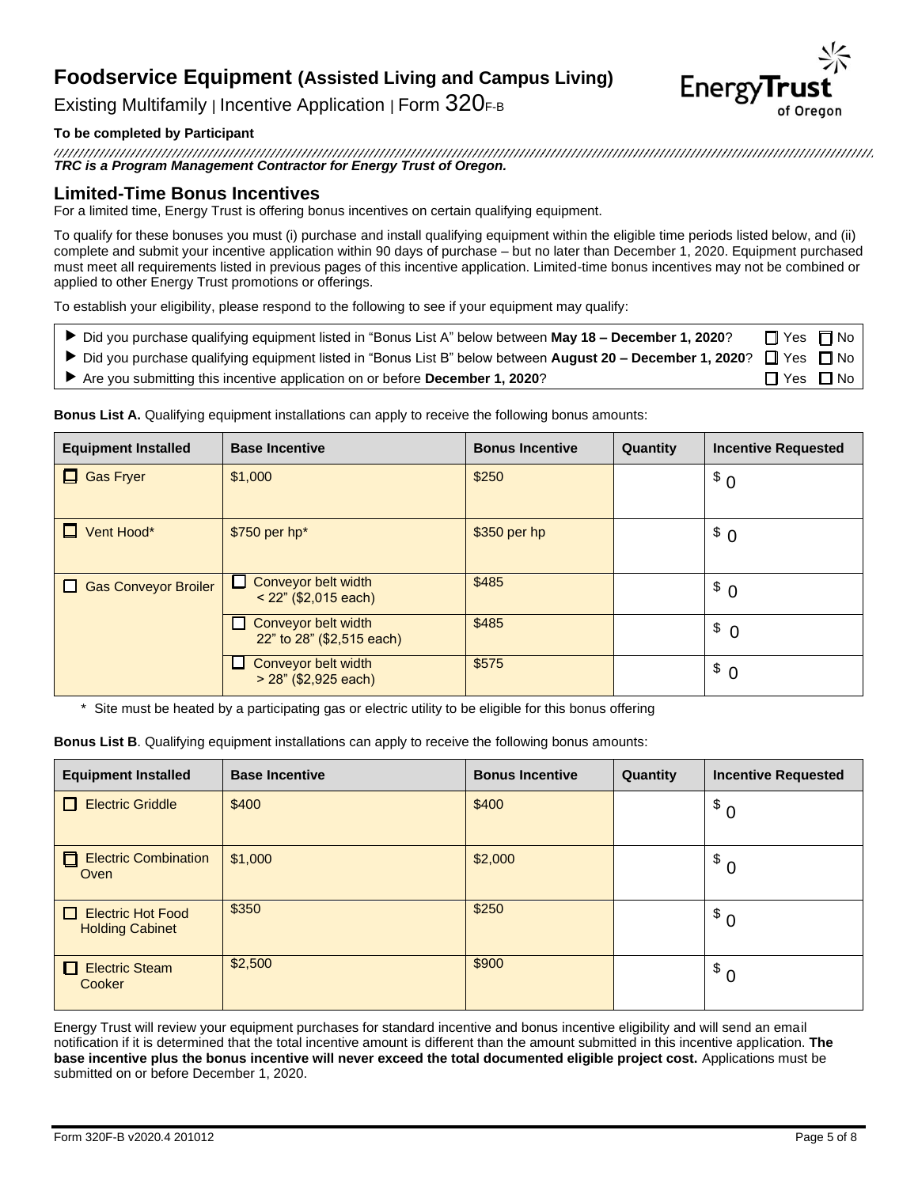# Foodservice Equipment (Assisted Living and Campus Living)

Existing Multifamily | Incentive Application | Form 320F-B

**To be completed by Participant**

***TRC is a Program Management Contractor for Energy Trust of Oregon.***

## Limited-Time Bonus Incentives

For a limited time, Energy Trust is offering bonus incentives on certain qualifying equipment.

To qualify for these bonuses you must (i) purchase and install qualifying equipment within the eligible time periods listed below, and (ii) complete and submit your incentive application within 90 days of purchase – but no later than December 1, 2020. Equipment purchased must meet all requirements listed in previous pages of this incentive application. Limited-time bonus incentives may not be combined or applied to other Energy Trust promotions or offerings.

To establish your eligibility, please respond to the following to see if your equipment may qualify:

- ▶ Did you purchase qualifying equipment listed in "Bonus List A" below between **May 18 – December 1, 2020**? ☐ Yes ☐ No
- ▶ Did you purchase qualifying equipment listed in "Bonus List B" below between **August 20 – December 1, 2020**? ☐ Yes ☐ No
- ▶ Are you submitting this incentive application on or before **December 1, 2020**? ☐ Yes ☐ No

**Bonus List A.** Qualifying equipment installations can apply to receive the following bonus amounts:

| Equipment Installed | Base Incentive | Bonus Incentive | Quantity | Incentive Requested |
|---|---|---|---|---|
| ☐ Gas Fryer | $1,000 | $250 | | $ 0 |
| ☐ Vent Hood* | $750 per hp* | $350 per hp | | $ 0 |
| ☐ Gas Conveyor Broiler | ☐ Conveyor belt width < 22" ($2,015 each) | $485 | | $ 0 |
| | ☐ Conveyor belt width 22" to 28" ($2,515 each) | $485 | | $ 0 |
| | ☐ Conveyor belt width > 28" ($2,925 each) | $575 | | $ 0 |

\* Site must be heated by a participating gas or electric utility to be eligible for this bonus offering

**Bonus List B**. Qualifying equipment installations can apply to receive the following bonus amounts:

| Equipment Installed | Base Incentive | Bonus Incentive | Quantity | Incentive Requested |
|---|---|---|---|---|
| ☐ Electric Griddle | $400 | $400 | | $ 0 |
| ☐ Electric Combination Oven | $1,000 | $2,000 | | $ 0 |
| ☐ Electric Hot Food Holding Cabinet | $350 | $250 | | $ 0 |
| ☐ Electric Steam Cooker | $2,500 | $900 | | $ 0 |

Energy Trust will review your equipment purchases for standard incentive and bonus incentive eligibility and will send an email notification if it is determined that the total incentive amount is different than the amount submitted in this incentive application. **The base incentive plus the bonus incentive will never exceed the total documented eligible project cost.** Applications must be submitted on or before December 1, 2020.

Form 320F-B v2020.4 201012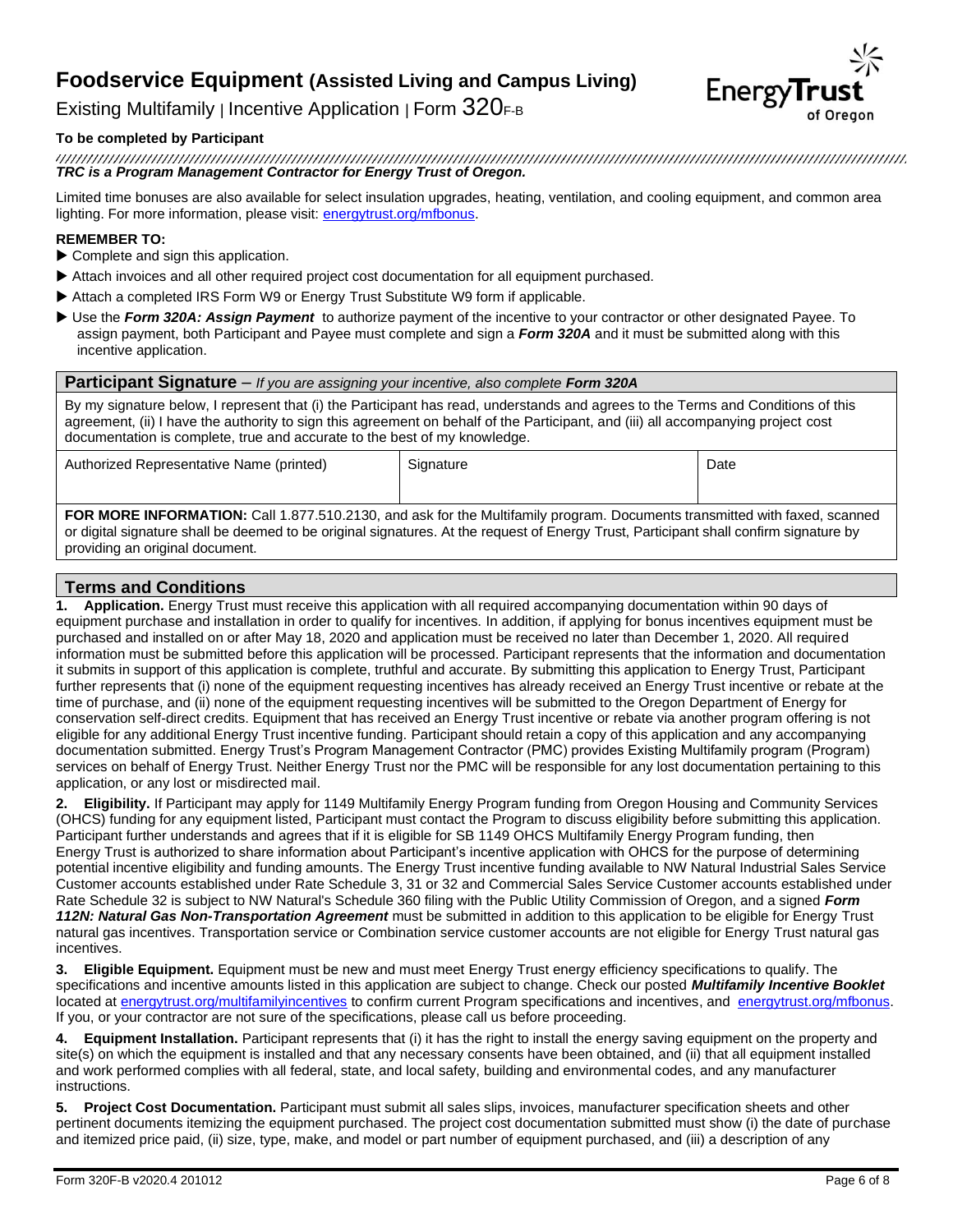# Foodservice Equipment (Assisted Living and Campus Living)

Existing Multifamily | Incentive Application | Form 320F-B

**To be completed by Participant**

***TRC is a Program Management Contractor for Energy Trust of Oregon.***

Limited time bonuses are also available for select insulation upgrades, heating, ventilation, and cooling equipment, and common area lighting. For more information, please visit: energytrust.org/mfbonus.

**REMEMBER TO:**

- ▶ Complete and sign this application.
- ▶ Attach invoices and all other required project cost documentation for all equipment purchased.
- ▶ Attach a completed IRS Form W9 or Energy Trust Substitute W9 form if applicable.
- ▶ Use the ***Form 320A: Assign Payment*** to authorize payment of the incentive to your contractor or other designated Payee. To assign payment, both Participant and Payee must complete and sign a ***Form 320A*** and it must be submitted along with this incentive application.

## Participant Signature – *If you are assigning your incentive, also complete **Form 320A***

By my signature below, I represent that (i) the Participant has read, understands and agrees to the Terms and Conditions of this agreement, (ii) I have the authority to sign this agreement on behalf of the Participant, and (iii) all accompanying project cost documentation is complete, true and accurate to the best of my knowledge.

| Authorized Representative Name (printed) | Signature | Date |
|---|---|---|
| | | |

**FOR MORE INFORMATION:** Call 1.877.510.2130, and ask for the Multifamily program. Documents transmitted with faxed, scanned or digital signature shall be deemed to be original signatures. At the request of Energy Trust, Participant shall confirm signature by providing an original document.

## Terms and Conditions

**1. Application.** Energy Trust must receive this application with all required accompanying documentation within 90 days of equipment purchase and installation in order to qualify for incentives. In addition, if applying for bonus incentives equipment must be purchased and installed on or after May 18, 2020 and application must be received no later than December 1, 2020. All required information must be submitted before this application will be processed. Participant represents that the information and documentation it submits in support of this application is complete, truthful and accurate. By submitting this application to Energy Trust, Participant further represents that (i) none of the equipment requesting incentives has already received an Energy Trust incentive or rebate at the time of purchase, and (ii) none of the equipment requesting incentives will be submitted to the Oregon Department of Energy for conservation self-direct credits. Equipment that has received an Energy Trust incentive or rebate via another program offering is not eligible for any additional Energy Trust incentive funding. Participant should retain a copy of this application and any accompanying documentation submitted. Energy Trust's Program Management Contractor (PMC) provides Existing Multifamily program (Program) services on behalf of Energy Trust. Neither Energy Trust nor the PMC will be responsible for any lost documentation pertaining to this application, or any lost or misdirected mail.

**2. Eligibility.** If Participant may apply for 1149 Multifamily Energy Program funding from Oregon Housing and Community Services (OHCS) funding for any equipment listed, Participant must contact the Program to discuss eligibility before submitting this application. Participant further understands and agrees that if it is eligible for SB 1149 OHCS Multifamily Energy Program funding, then Energy Trust is authorized to share information about Participant's incentive application with OHCS for the purpose of determining potential incentive eligibility and funding amounts. The Energy Trust incentive funding available to NW Natural Industrial Sales Service Customer accounts established under Rate Schedule 3, 31 or 32 and Commercial Sales Service Customer accounts established under Rate Schedule 32 is subject to NW Natural's Schedule 360 filing with the Public Utility Commission of Oregon, and a signed ***Form 112N: Natural Gas Non-Transportation Agreement*** must be submitted in addition to this application to be eligible for Energy Trust natural gas incentives. Transportation service or Combination service customer accounts are not eligible for Energy Trust natural gas incentives.

**3. Eligible Equipment.** Equipment must be new and must meet Energy Trust energy efficiency specifications to qualify. The specifications and incentive amounts listed in this application are subject to change. Check our posted ***Multifamily Incentive Booklet*** located at energytrust.org/multifamilyincentives to confirm current Program specifications and incentives, and energytrust.org/mfbonus. If you, or your contractor are not sure of the specifications, please call us before proceeding.

**4. Equipment Installation.** Participant represents that (i) it has the right to install the energy saving equipment on the property and site(s) on which the equipment is installed and that any necessary consents have been obtained, and (ii) that all equipment installed and work performed complies with all federal, state, and local safety, building and environmental codes, and any manufacturer instructions.

**5. Project Cost Documentation.** Participant must submit all sales slips, invoices, manufacturer specification sheets and other pertinent documents itemizing the equipment purchased. The project cost documentation submitted must show (i) the date of purchase and itemized price paid, (ii) size, type, make, and model or part number of equipment purchased, and (iii) a description of any

Form 320F-B v2020.4 201012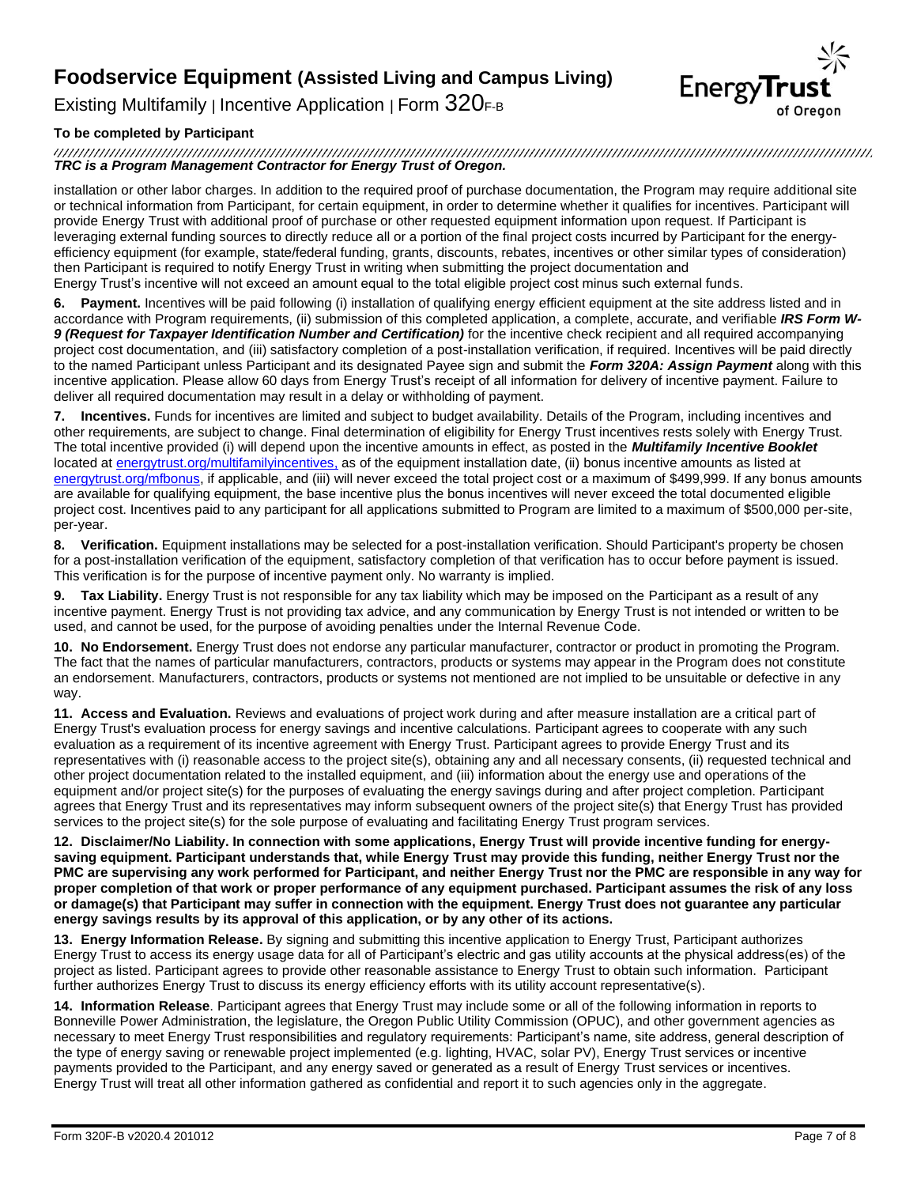installation or other labor charges. In addition to the required proof of purchase documentation, the Program may require additional site or technical information from Participant, for certain equipment, in order to determine whether it qualifies for incentives. Participant will provide Energy Trust with additional proof of purchase or other requested equipment information upon request. If Participant is leveraging external funding sources to directly reduce all or a portion of the final project costs incurred by Participant for the energy-efficiency equipment (for example, state/federal funding, grants, discounts, rebates, incentives or other similar types of consideration) then Participant is required to notify Energy Trust in writing when submitting the project documentation and Energy Trust's incentive will not exceed an amount equal to the total eligible project cost minus such external funds.

**6. Payment.** Incentives will be paid following (i) installation of qualifying energy efficient equipment at the site address listed and in accordance with Program requirements, (ii) submission of this completed application, a complete, accurate, and verifiable ***IRS Form W-9 (Request for Taxpayer Identification Number and Certification)*** for the incentive check recipient and all required accompanying project cost documentation, and (iii) satisfactory completion of a post-installation verification, if required. Incentives will be paid directly to the named Participant unless Participant and its designated Payee sign and submit the ***Form 320A: Assign Payment*** along with this incentive application. Please allow 60 days from Energy Trust's receipt of all information for delivery of incentive payment. Failure to deliver all required documentation may result in a delay or withholding of payment.

**7. Incentives.** Funds for incentives are limited and subject to budget availability. Details of the Program, including incentives and other requirements, are subject to change. Final determination of eligibility for Energy Trust incentives rests solely with Energy Trust. The total incentive provided (i) will depend upon the incentive amounts in effect, as posted in the ***Multifamily Incentive Booklet*** located at energytrust.org/multifamilyincentives, as of the equipment installation date, (ii) bonus incentive amounts as listed at energytrust.org/mfbonus, if applicable, and (iii) will never exceed the total project cost or a maximum of $499,999. If any bonus amounts are available for qualifying equipment, the base incentive plus the bonus incentives will never exceed the total documented eligible project cost. Incentives paid to any participant for all applications submitted to Program are limited to a maximum of $500,000 per-site, per-year.

**8. Verification.** Equipment installations may be selected for a post-installation verification. Should Participant's property be chosen for a post-installation verification of the equipment, satisfactory completion of that verification has to occur before payment is issued. This verification is for the purpose of incentive payment only. No warranty is implied.

**9. Tax Liability.** Energy Trust is not responsible for any tax liability which may be imposed on the Participant as a result of any incentive payment. Energy Trust is not providing tax advice, and any communication by Energy Trust is not intended or written to be used, and cannot be used, for the purpose of avoiding penalties under the Internal Revenue Code.

**10. No Endorsement.** Energy Trust does not endorse any particular manufacturer, contractor or product in promoting the Program. The fact that the names of particular manufacturers, contractors, products or systems may appear in the Program does not constitute an endorsement. Manufacturers, contractors, products or systems not mentioned are not implied to be unsuitable or defective in any way.

**11. Access and Evaluation.** Reviews and evaluations of project work during and after measure installation are a critical part of Energy Trust's evaluation process for energy savings and incentive calculations. Participant agrees to cooperate with any such evaluation as a requirement of its incentive agreement with Energy Trust. Participant agrees to provide Energy Trust and its representatives with (i) reasonable access to the project site(s), obtaining any and all necessary consents, (ii) requested technical and other project documentation related to the installed equipment, and (iii) information about the energy use and operations of the equipment and/or project site(s) for the purposes of evaluating the energy savings during and after project completion. Participant agrees that Energy Trust and its representatives may inform subsequent owners of the project site(s) that Energy Trust has provided services to the project site(s) for the sole purpose of evaluating and facilitating Energy Trust program services.

**12. Disclaimer/No Liability. In connection with some applications, Energy Trust will provide incentive funding for energy-saving equipment. Participant understands that, while Energy Trust may provide this funding, neither Energy Trust nor the PMC are supervising any work performed for Participant, and neither Energy Trust nor the PMC are responsible in any way for proper completion of that work or proper performance of any equipment purchased. Participant assumes the risk of any loss or damage(s) that Participant may suffer in connection with the equipment. Energy Trust does not guarantee any particular energy savings results by its approval of this application, or by any other of its actions.**

**13. Energy Information Release.** By signing and submitting this incentive application to Energy Trust, Participant authorizes Energy Trust to access its energy usage data for all of Participant's electric and gas utility accounts at the physical address(es) of the project as listed. Participant agrees to provide other reasonable assistance to Energy Trust to obtain such information. Participant further authorizes Energy Trust to discuss its energy efficiency efforts with its utility account representative(s).

**14. Information Release**. Participant agrees that Energy Trust may include some or all of the following information in reports to Bonneville Power Administration, the legislature, the Oregon Public Utility Commission (OPUC), and other government agencies as necessary to meet Energy Trust responsibilities and regulatory requirements: Participant's name, site address, general description of the type of energy saving or renewable project implemented (e.g. lighting, HVAC, solar PV), Energy Trust services or incentive payments provided to the Participant, and any energy saved or generated as a result of Energy Trust services or incentives. Energy Trust will treat all other information gathered as confidential and report it to such agencies only in the aggregate.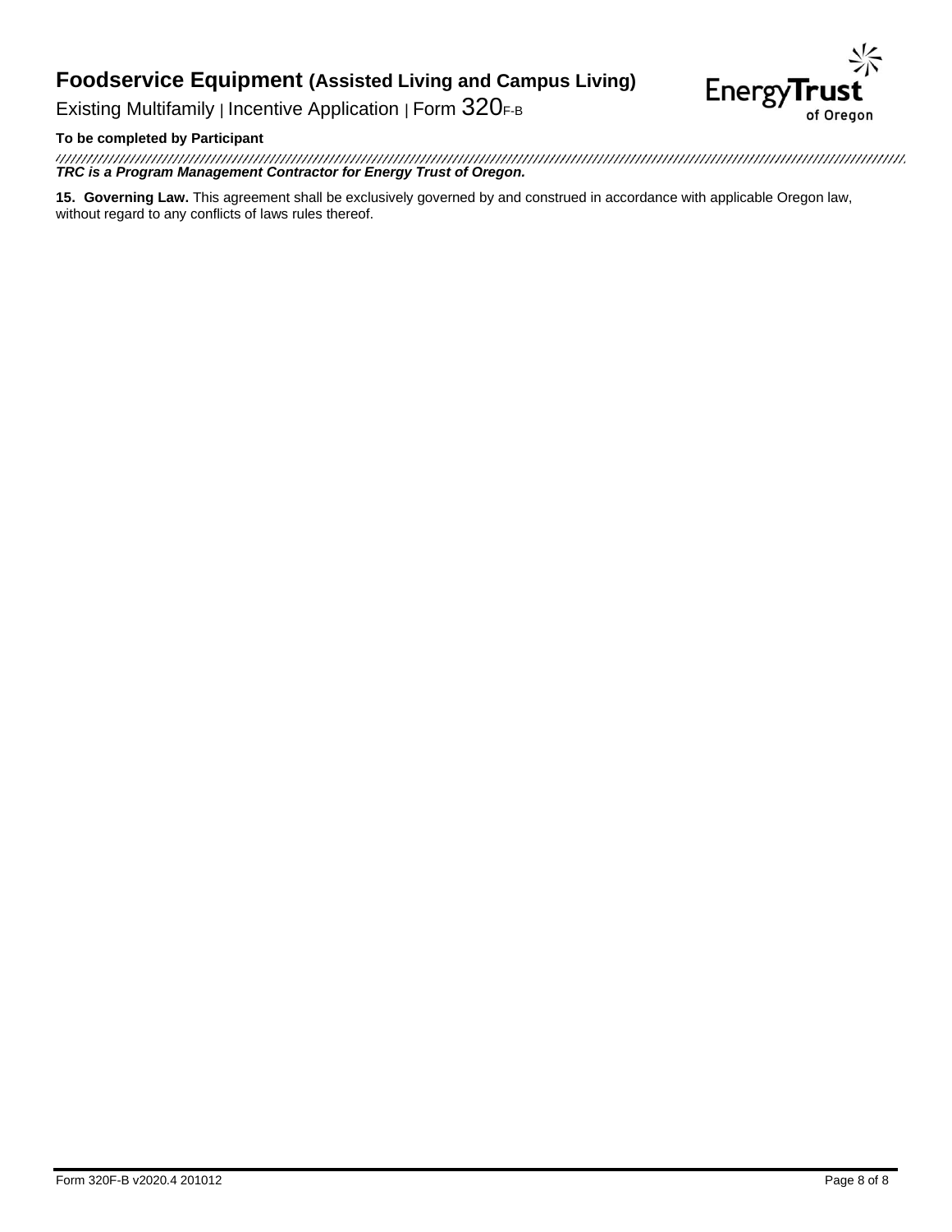**TRC is a Program Management Contractor for Energy Trust of Oregon.**

**15. Governing Law.** This agreement shall be exclusively governed by and construed in accordance with applicable Oregon law, without regard to any conflicts of laws rules thereof.